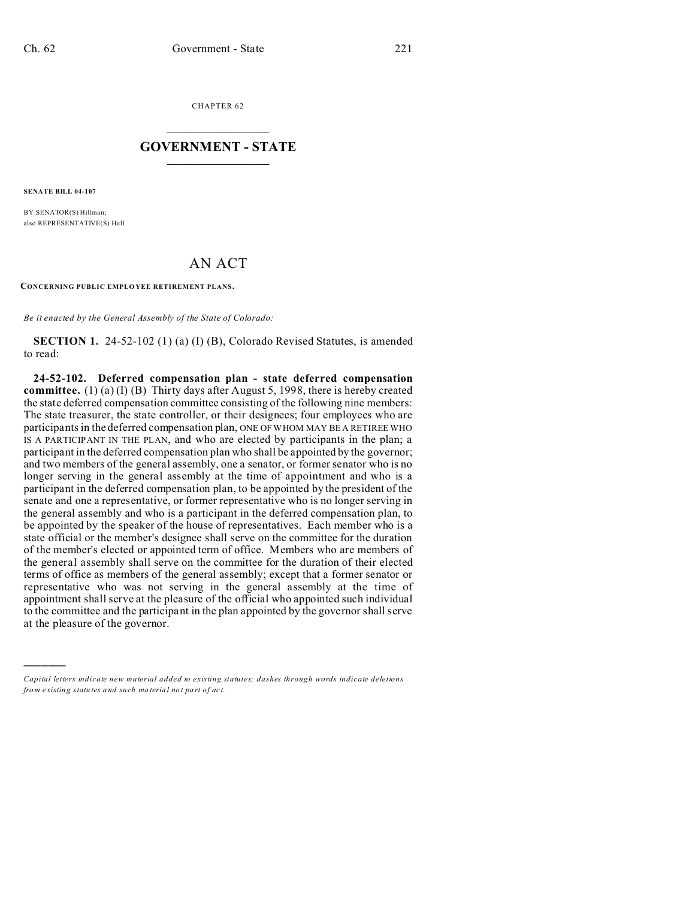CHAPTER 62

# GOVERNMENT - STATE

**SENATE BILL 04-107**

BY SENATOR(S) Hillman;
also REPRESENTATIVE(S) Hall.

## AN ACT

**CONCERNING PUBLIC EMPLOYEE RETIREMENT PLANS.**

*Be it enacted by the General Assembly of the State of Colorado:*

**SECTION 1.** 24-52-102 (1) (a) (I) (B), Colorado Revised Statutes, is amended to read:

**24-52-102. Deferred compensation plan - state deferred compensation committee.** (1) (a) (I) (B) Thirty days after August 5, 1998, there is hereby created the state deferred compensation committee consisting of the following nine members: The state treasurer, the state controller, or their designees; four employees who are participants in the deferred compensation plan, ONE OF WHOM MAY BE A RETIREE WHO IS A PARTICIPANT IN THE PLAN, and who are elected by participants in the plan; a participant in the deferred compensation plan who shall be appointed by the governor; and two members of the general assembly, one a senator, or former senator who is no longer serving in the general assembly at the time of appointment and who is a participant in the deferred compensation plan, to be appointed by the president of the senate and one a representative, or former representative who is no longer serving in the general assembly and who is a participant in the deferred compensation plan, to be appointed by the speaker of the house of representatives. Each member who is a state official or the member's designee shall serve on the committee for the duration of the member's elected or appointed term of office. Members who are members of the general assembly shall serve on the committee for the duration of their elected terms of office as members of the general assembly; except that a former senator or representative who was not serving in the general assembly at the time of appointment shall serve at the pleasure of the official who appointed such individual to the committee and the participant in the plan appointed by the governor shall serve at the pleasure of the governor.

---

*Capital letters indicate new material added to existing statutes; dashes through words indicate deletions from existing statutes and such material not part of act.*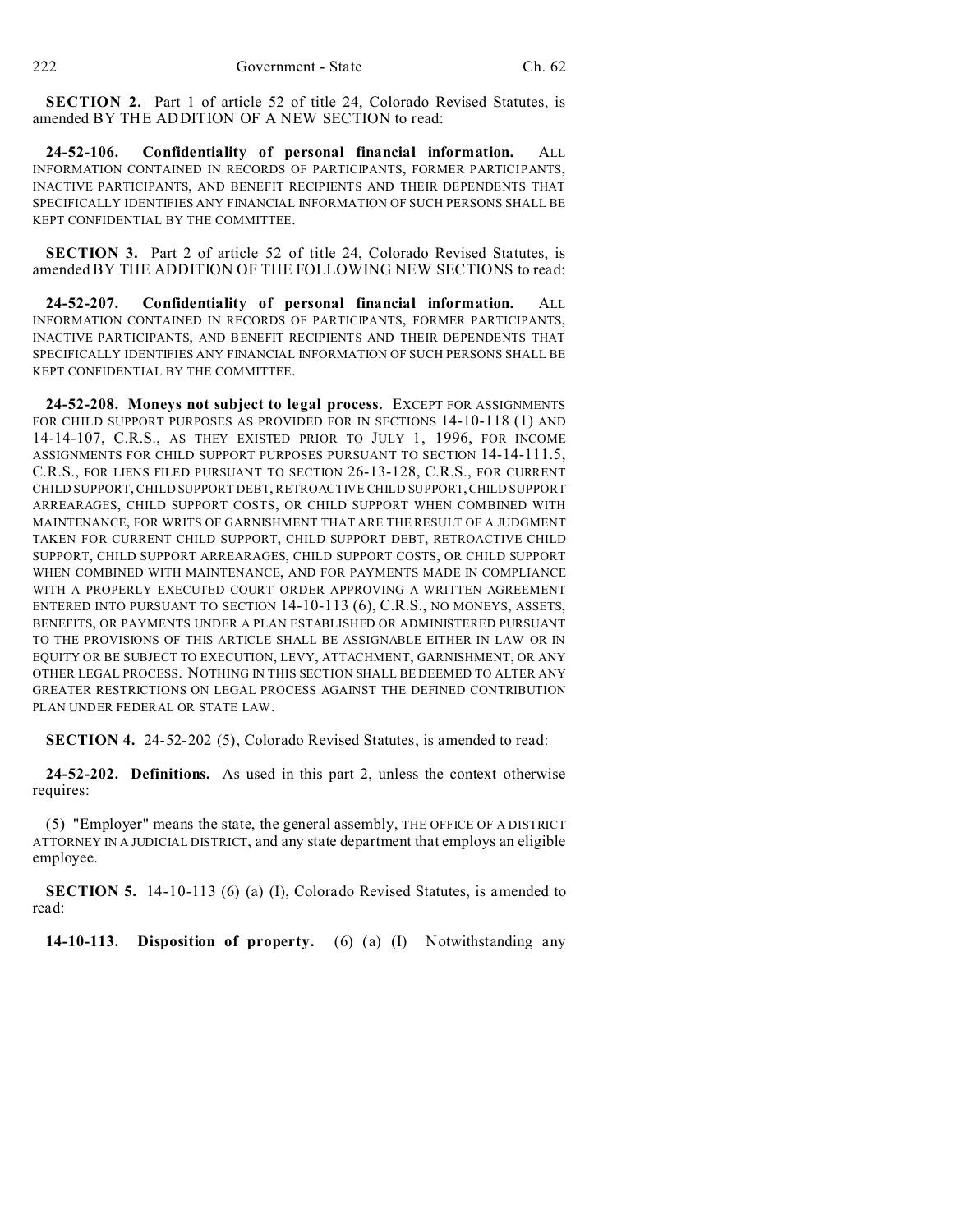**SECTION 2.** Part 1 of article 52 of title 24, Colorado Revised Statutes, is amended BY THE ADDITION OF A NEW SECTION to read:

**24-52-106. Confidentiality of personal financial information.** ALL INFORMATION CONTAINED IN RECORDS OF PARTICIPANTS, FORMER PARTICIPANTS, INACTIVE PARTICIPANTS, AND BENEFIT RECIPIENTS AND THEIR DEPENDENTS THAT SPECIFICALLY IDENTIFIES ANY FINANCIAL INFORMATION OF SUCH PERSONS SHALL BE KEPT CONFIDENTIAL BY THE COMMITTEE.

**SECTION 3.** Part 2 of article 52 of title 24, Colorado Revised Statutes, is amended BY THE ADDITION OF THE FOLLOWING NEW SECTIONS to read:

**24-52-207. Confidentiality of personal financial information.** ALL INFORMATION CONTAINED IN RECORDS OF PARTICIPANTS, FORMER PARTICIPANTS, INACTIVE PARTICIPANTS, AND BENEFIT RECIPIENTS AND THEIR DEPENDENTS THAT SPECIFICALLY IDENTIFIES ANY FINANCIAL INFORMATION OF SUCH PERSONS SHALL BE KEPT CONFIDENTIAL BY THE COMMITTEE.

**24-52-208. Moneys not subject to legal process.** EXCEPT FOR ASSIGNMENTS FOR CHILD SUPPORT PURPOSES AS PROVIDED FOR IN SECTIONS 14-10-118 (1) AND 14-14-107, C.R.S., AS THEY EXISTED PRIOR TO JULY 1, 1996, FOR INCOME ASSIGNMENTS FOR CHILD SUPPORT PURPOSES PURSUANT TO SECTION 14-14-111.5, C.R.S., FOR LIENS FILED PURSUANT TO SECTION 26-13-128, C.R.S., FOR CURRENT CHILD SUPPORT, CHILD SUPPORT DEBT, RETROACTIVE CHILD SUPPORT, CHILD SUPPORT ARREARAGES, CHILD SUPPORT COSTS, OR CHILD SUPPORT WHEN COMBINED WITH MAINTENANCE, FOR WRITS OF GARNISHMENT THAT ARE THE RESULT OF A JUDGMENT TAKEN FOR CURRENT CHILD SUPPORT, CHILD SUPPORT DEBT, RETROACTIVE CHILD SUPPORT, CHILD SUPPORT ARREARAGES, CHILD SUPPORT COSTS, OR CHILD SUPPORT WHEN COMBINED WITH MAINTENANCE, AND FOR PAYMENTS MADE IN COMPLIANCE WITH A PROPERLY EXECUTED COURT ORDER APPROVING A WRITTEN AGREEMENT ENTERED INTO PURSUANT TO SECTION 14-10-113 (6), C.R.S., NO MONEYS, ASSETS, BENEFITS, OR PAYMENTS UNDER A PLAN ESTABLISHED OR ADMINISTERED PURSUANT TO THE PROVISIONS OF THIS ARTICLE SHALL BE ASSIGNABLE EITHER IN LAW OR IN EQUITY OR BE SUBJECT TO EXECUTION, LEVY, ATTACHMENT, GARNISHMENT, OR ANY OTHER LEGAL PROCESS. NOTHING IN THIS SECTION SHALL BE DEEMED TO ALTER ANY GREATER RESTRICTIONS ON LEGAL PROCESS AGAINST THE DEFINED CONTRIBUTION PLAN UNDER FEDERAL OR STATE LAW.

**SECTION 4.** 24-52-202 (5), Colorado Revised Statutes, is amended to read:

**24-52-202. Definitions.** As used in this part 2, unless the context otherwise requires:

(5) "Employer" means the state, the general assembly, THE OFFICE OF A DISTRICT ATTORNEY IN A JUDICIAL DISTRICT, and any state department that employs an eligible employee.

**SECTION 5.** 14-10-113 (6) (a) (I), Colorado Revised Statutes, is amended to read:

**14-10-113. Disposition of property.** (6) (a) (I) Notwithstanding any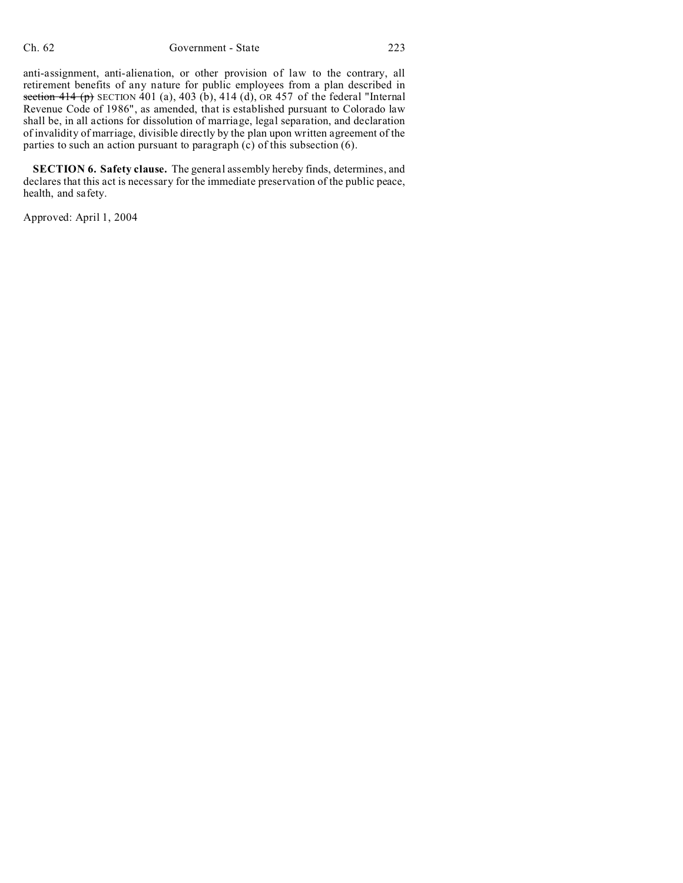anti-assignment, anti-alienation, or other provision of law to the contrary, all retirement benefits of any nature for public employees from a plan described in ~~section 414 (p)~~ SECTION 401 (a), 403 (b), 414 (d), OR 457 of the federal "Internal Revenue Code of 1986", as amended, that is established pursuant to Colorado law shall be, in all actions for dissolution of marriage, legal separation, and declaration of invalidity of marriage, divisible directly by the plan upon written agreement of the parties to such an action pursuant to paragraph (c) of this subsection (6).

**SECTION 6. Safety clause.** The general assembly hereby finds, determines, and declares that this act is necessary for the immediate preservation of the public peace, health, and safety.

Approved: April 1, 2004